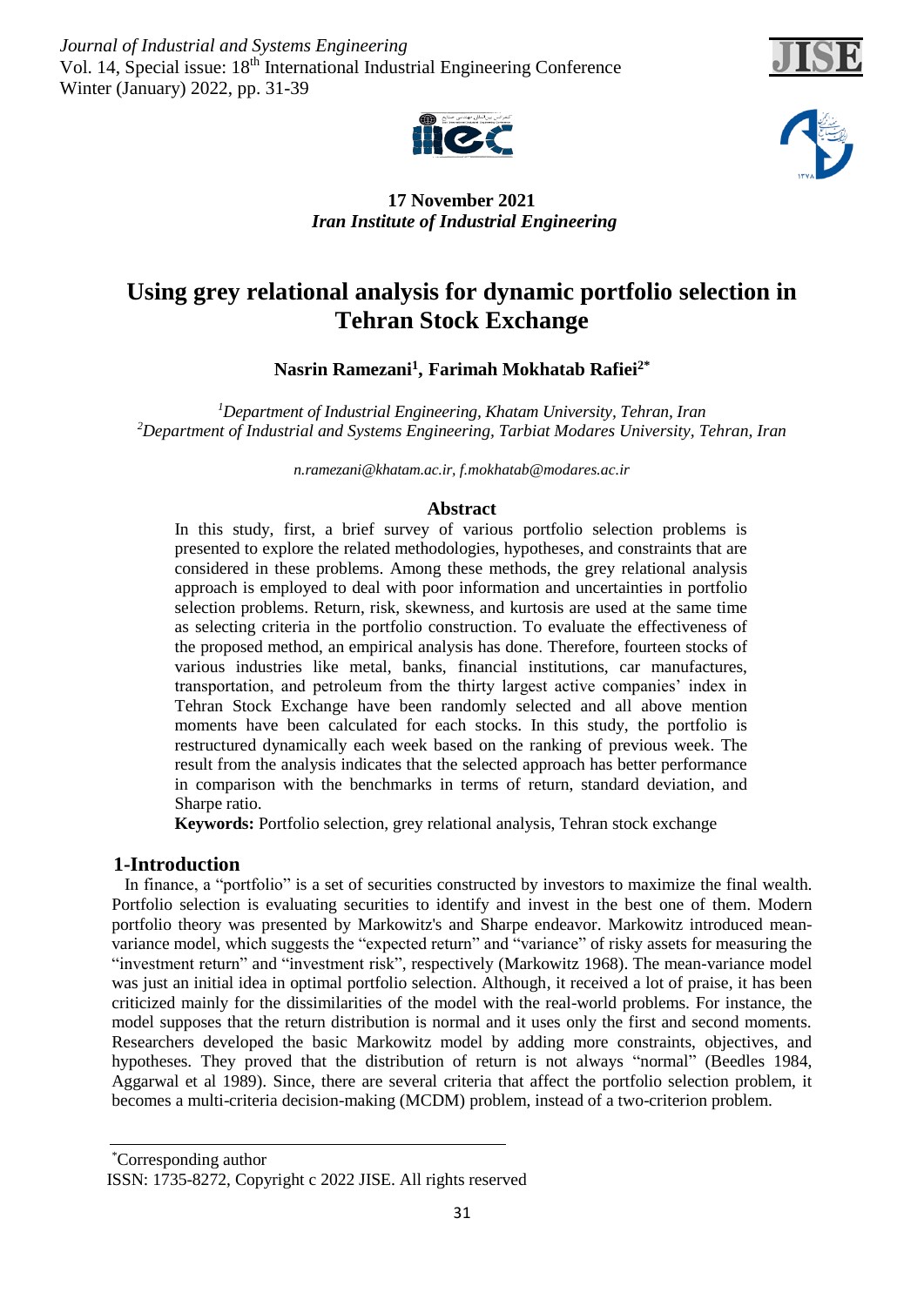**17 November 2021**
***Iran Institute of Industrial Engineering***

# Using grey relational analysis for dynamic portfolio selection in Tehran Stock Exchange

**Nasrin Ramezani[1], Farimah Mokhatab Rafiei[2*]**

*[1]Department of Industrial Engineering, Khatam University, Tehran, Iran*
*[2]Department of Industrial and Systems Engineering, Tarbiat Modares University, Tehran, Iran*

*n.ramezani@khatam.ac.ir, f.mokhatab@modares.ac.ir*

## Abstract

In this study, first, a brief survey of various portfolio selection problems is presented to explore the related methodologies, hypotheses, and constraints that are considered in these problems. Among these methods, the grey relational analysis approach is employed to deal with poor information and uncertainties in portfolio selection problems. Return, risk, skewness, and kurtosis are used at the same time as selecting criteria in the portfolio construction. To evaluate the effectiveness of the proposed method, an empirical analysis has done. Therefore, fourteen stocks of various industries like metal, banks, financial institutions, car manufactures, transportation, and petroleum from the thirty largest active companies' index in Tehran Stock Exchange have been randomly selected and all above mention moments have been calculated for each stocks. In this study, the portfolio is restructured dynamically each week based on the ranking of previous week. The result from the analysis indicates that the selected approach has better performance in comparison with the benchmarks in terms of return, standard deviation, and Sharpe ratio.

**Keywords:** Portfolio selection, grey relational analysis, Tehran stock exchange

## 1-Introduction

In finance, a "portfolio" is a set of securities constructed by investors to maximize the final wealth. Portfolio selection is evaluating securities to identify and invest in the best one of them. Modern portfolio theory was presented by Markowitz's and Sharpe endeavor. Markowitz introduced mean-variance model, which suggests the "expected return" and "variance" of risky assets for measuring the "investment return" and "investment risk", respectively (Markowitz 1968). The mean-variance model was just an initial idea in optimal portfolio selection. Although, it received a lot of praise, it has been criticized mainly for the dissimilarities of the model with the real-world problems. For instance, the model supposes that the return distribution is normal and it uses only the first and second moments. Researchers developed the basic Markowitz model by adding more constraints, objectives, and hypotheses. They proved that the distribution of return is not always "normal" (Beedles 1984, Aggarwal et al 1989). Since, there are several criteria that affect the portfolio selection problem, it becomes a multi-criteria decision-making (MCDM) problem, instead of a two-criterion problem.

---

*Corresponding author

ISSN: 1735-8272, Copyright c 2022 JISE. All rights reserved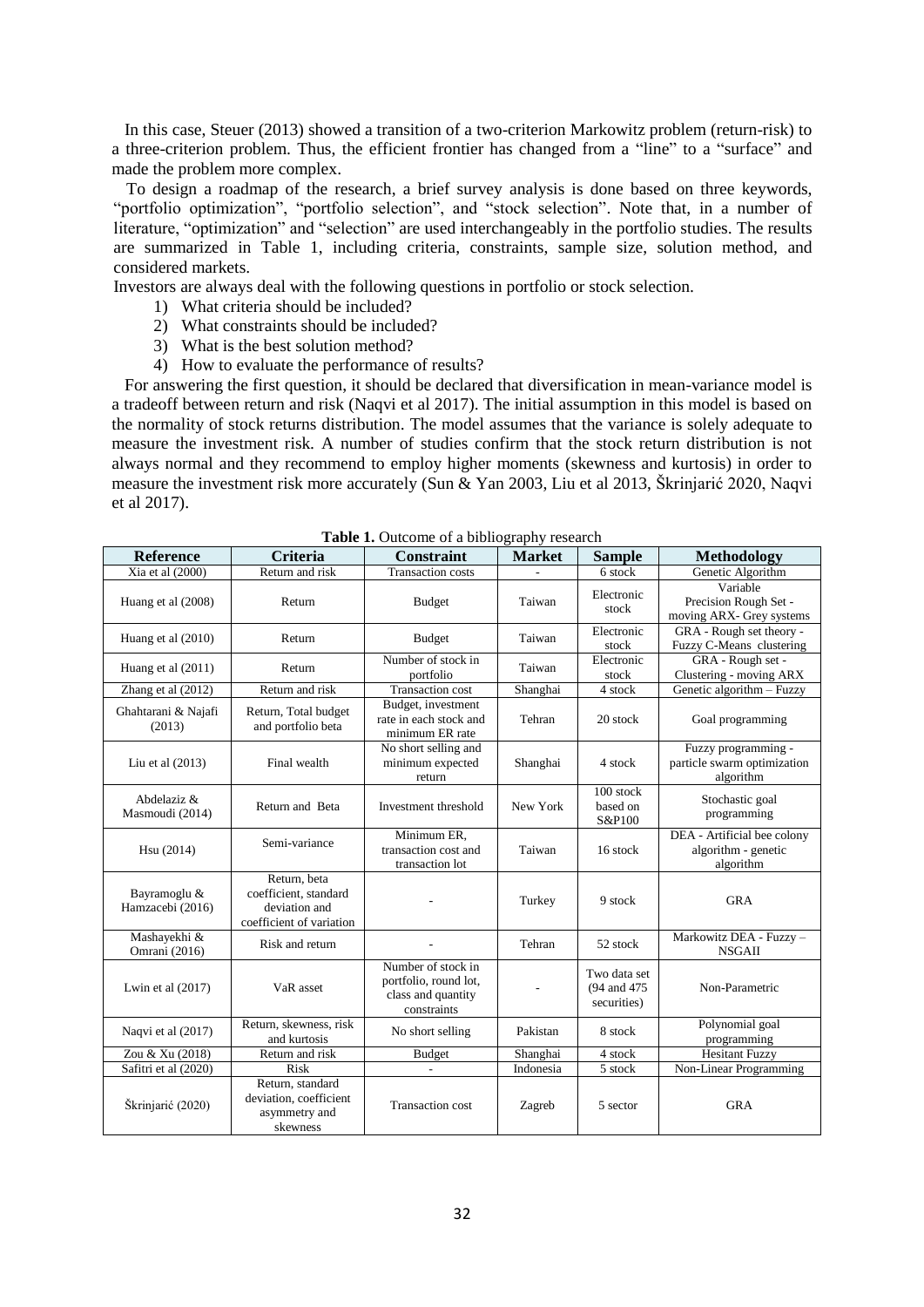In this case, Steuer (2013) showed a transition of a two-criterion Markowitz problem (return-risk) to a three-criterion problem. Thus, the efficient frontier has changed from a "line" to a "surface" and made the problem more complex.

To design a roadmap of the research, a brief survey analysis is done based on three keywords, "portfolio optimization", "portfolio selection", and "stock selection". Note that, in a number of literature, "optimization" and "selection" are used interchangeably in the portfolio studies. The results are summarized in Table 1, including criteria, constraints, sample size, solution method, and considered markets.

Investors are always deal with the following questions in portfolio or stock selection.

1) What criteria should be included?
2) What constraints should be included?
3) What is the best solution method?
4) How to evaluate the performance of results?

For answering the first question, it should be declared that diversification in mean-variance model is a tradeoff between return and risk (Naqvi et al 2017). The initial assumption in this model is based on the normality of stock returns distribution. The model assumes that the variance is solely adequate to measure the investment risk. A number of studies confirm that the stock return distribution is not always normal and they recommend to employ higher moments (skewness and kurtosis) in order to measure the investment risk more accurately (Sun & Yan 2003, Liu et al 2013, Škrinjarić 2020, Naqvi et al 2017).

**Table 1.** Outcome of a bibliography research

| Reference | Criteria | Constraint | Market | Sample | Methodology |
|---|---|---|---|---|---|
| Xia et al (2000) | Return and risk | Transaction costs | - | 6 stock | Genetic Algorithm |
| Huang et al (2008) | Return | Budget | Taiwan | Electronic stock | Variable Precision Rough Set - moving ARX- Grey systems |
| Huang et al (2010) | Return | Budget | Taiwan | Electronic stock | GRA - Rough set theory - Fuzzy C-Means clustering |
| Huang et al (2011) | Return | Number of stock in portfolio | Taiwan | Electronic stock | GRA - Rough set - Clustering - moving ARX |
| Zhang et al (2012) | Return and risk | Transaction cost | Shanghai | 4 stock | Genetic algorithm – Fuzzy |
| Ghahtarani & Najafi (2013) | Return, Total budget and portfolio beta | Budget, investment rate in each stock and minimum ER rate | Tehran | 20 stock | Goal programming |
| Liu et al (2013) | Final wealth | No short selling and minimum expected return | Shanghai | 4 stock | Fuzzy programming - particle swarm optimization algorithm |
| Abdelaziz & Masmoudi (2014) | Return and Beta | Investment threshold | New York | 100 stock based on S&P100 | Stochastic goal programming |
| Hsu (2014) | Semi-variance | Minimum ER, transaction cost and transaction lot | Taiwan | 16 stock | DEA - Artificial bee colony algorithm - genetic algorithm |
| Bayramoglu & Hamzacebi (2016) | Return, beta coefficient, standard deviation and coefficient of variation | - | Turkey | 9 stock | GRA |
| Mashayekhi & Omrani (2016) | Risk and return | - | Tehran | 52 stock | Markowitz DEA - Fuzzy – NSGAII |
| Lwin et al (2017) | VaR asset | Number of stock in portfolio, round lot, class and quantity constraints | - | Two data set (94 and 475 securities) | Non-Parametric |
| Naqvi et al (2017) | Return, skewness, risk and kurtosis | No short selling | Pakistan | 8 stock | Polynomial goal programming |
| Zou & Xu (2018) | Return and risk | Budget | Shanghai | 4 stock | Hesitant Fuzzy |
| Safitri et al (2020) | Risk | - | Indonesia | 5 stock | Non-Linear Programming |
| Škrinjarić (2020) | Return, standard deviation, coefficient asymmetry and skewness | Transaction cost | Zagreb | 5 sector | GRA |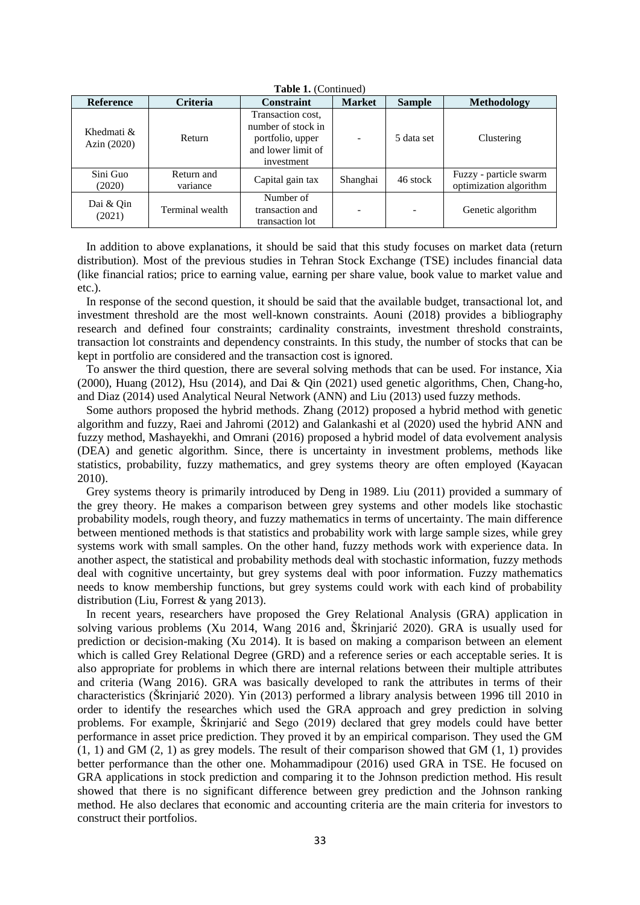**Table 1.** (Continued)

| Reference | Criteria | Constraint | Market | Sample | Methodology |
| --- | --- | --- | --- | --- | --- |
| Khedmati & Azin (2020) | Return | Transaction cost, number of stock in portfolio, upper and lower limit of investment | - | 5 data set | Clustering |
| Sini Guo (2020) | Return and variance | Capital gain tax | Shanghai | 46 stock | Fuzzy - particle swarm optimization algorithm |
| Dai & Qin (2021) | Terminal wealth | Number of transaction and transaction lot | - | - | Genetic algorithm |

In addition to above explanations, it should be said that this study focuses on market data (return distribution). Most of the previous studies in Tehran Stock Exchange (TSE) includes financial data (like financial ratios; price to earning value, earning per share value, book value to market value and etc.).

In response of the second question, it should be said that the available budget, transactional lot, and investment threshold are the most well-known constraints. Aouni (2018) provides a bibliography research and defined four constraints; cardinality constraints, investment threshold constraints, transaction lot constraints and dependency constraints. In this study, the number of stocks that can be kept in portfolio are considered and the transaction cost is ignored.

To answer the third question, there are several solving methods that can be used. For instance, Xia (2000), Huang (2012), Hsu (2014), and Dai & Qin (2021) used genetic algorithms, Chen, Chang-ho, and Diaz (2014) used Analytical Neural Network (ANN) and Liu (2013) used fuzzy methods.

Some authors proposed the hybrid methods. Zhang (2012) proposed a hybrid method with genetic algorithm and fuzzy, Raei and Jahromi (2012) and Galankashi et al (2020) used the hybrid ANN and fuzzy method, Mashayekhi, and Omrani (2016) proposed a hybrid model of data evolvement analysis (DEA) and genetic algorithm. Since, there is uncertainty in investment problems, methods like statistics, probability, fuzzy mathematics, and grey systems theory are often employed (Kayacan 2010).

Grey systems theory is primarily introduced by Deng in 1989. Liu (2011) provided a summary of the grey theory. He makes a comparison between grey systems and other models like stochastic probability models, rough theory, and fuzzy mathematics in terms of uncertainty. The main difference between mentioned methods is that statistics and probability work with large sample sizes, while grey systems work with small samples. On the other hand, fuzzy methods work with experience data. In another aspect, the statistical and probability methods deal with stochastic information, fuzzy methods deal with cognitive uncertainty, but grey systems deal with poor information. Fuzzy mathematics needs to know membership functions, but grey systems could work with each kind of probability distribution (Liu, Forrest & yang 2013).

In recent years, researchers have proposed the Grey Relational Analysis (GRA) application in solving various problems (Xu 2014, Wang 2016 and, Škrinjarić 2020). GRA is usually used for prediction or decision-making (Xu 2014). It is based on making a comparison between an element which is called Grey Relational Degree (GRD) and a reference series or each acceptable series. It is also appropriate for problems in which there are internal relations between their multiple attributes and criteria (Wang 2016). GRA was basically developed to rank the attributes in terms of their characteristics (Škrinjarić 2020). Yin (2013) performed a library analysis between 1996 till 2010 in order to identify the researches which used the GRA approach and grey prediction in solving problems. For example, Škrinjarić and Sego (2019) declared that grey models could have better performance in asset price prediction. They proved it by an empirical comparison. They used the GM (1, 1) and GM (2, 1) as grey models. The result of their comparison showed that GM (1, 1) provides better performance than the other one. Mohammadipour (2016) used GRA in TSE. He focused on GRA applications in stock prediction and comparing it to the Johnson prediction method. His result showed that there is no significant difference between grey prediction and the Johnson ranking method. He also declares that economic and accounting criteria are the main criteria for investors to construct their portfolios.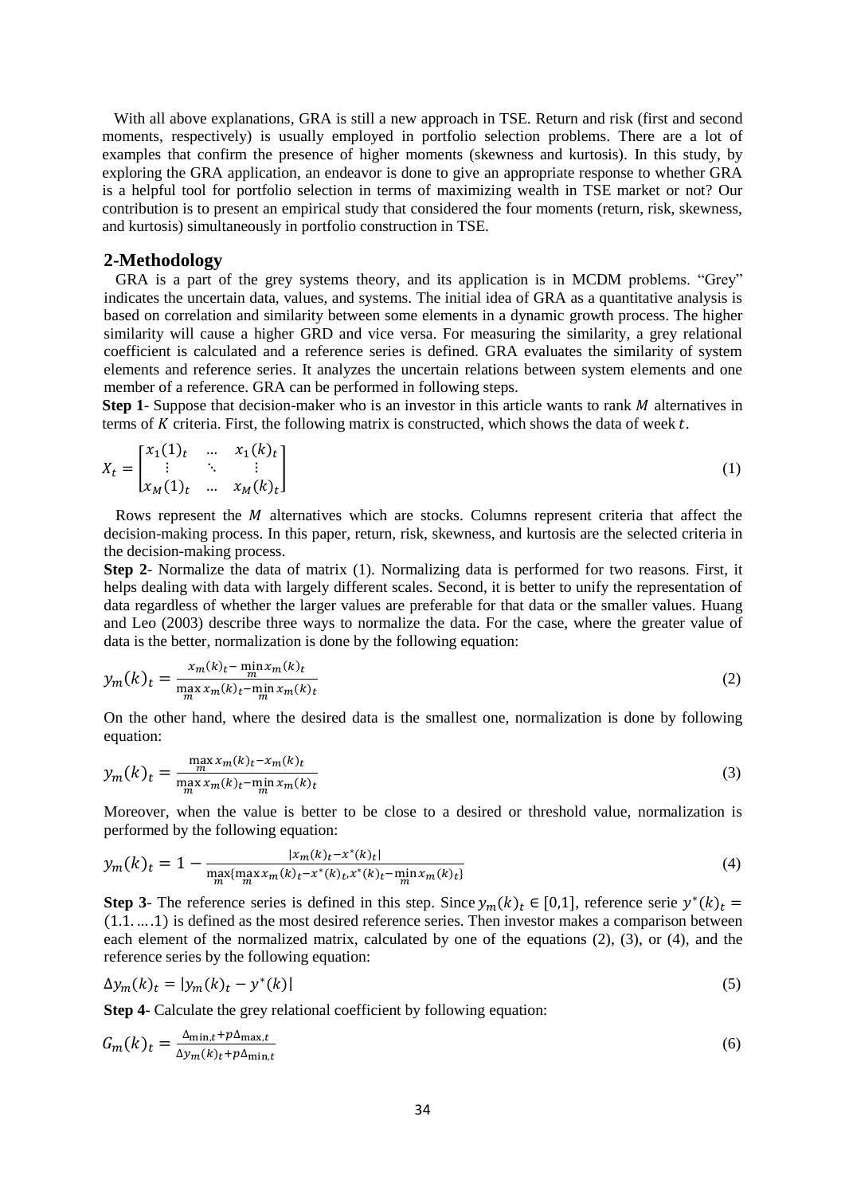With all above explanations, GRA is still a new approach in TSE. Return and risk (first and second moments, respectively) is usually employed in portfolio selection problems. There are a lot of examples that confirm the presence of higher moments (skewness and kurtosis). In this study, by exploring the GRA application, an endeavor is done to give an appropriate response to whether GRA is a helpful tool for portfolio selection in terms of maximizing wealth in TSE market or not? Our contribution is to present an empirical study that considered the four moments (return, risk, skewness, and kurtosis) simultaneously in portfolio construction in TSE.

## 2-Methodology

GRA is a part of the grey systems theory, and its application is in MCDM problems. "Grey" indicates the uncertain data, values, and systems. The initial idea of GRA as a quantitative analysis is based on correlation and similarity between some elements in a dynamic growth process. The higher similarity will cause a higher GRD and vice versa. For measuring the similarity, a grey relational coefficient is calculated and a reference series is defined. GRA evaluates the similarity of system elements and reference series. It analyzes the uncertain relations between system elements and one member of a reference. GRA can be performed in following steps.

**Step 1**- Suppose that decision-maker who is an investor in this article wants to rank $M$ alternatives in terms of $K$ criteria. First, the following matrix is constructed, which shows the data of week $t$.

$$X_t = \begin{bmatrix} x_1(1)_t & \dots & x_1(k)_t \\ \vdots & \ddots & \vdots \\ x_M(1)_t & \dots & x_M(k)_t \end{bmatrix} \tag{1}$$

Rows represent the $M$ alternatives which are stocks. Columns represent criteria that affect the decision-making process. In this paper, return, risk, skewness, and kurtosis are the selected criteria in the decision-making process.

**Step 2**- Normalize the data of matrix (1). Normalizing data is performed for two reasons. First, it helps dealing with data with largely different scales. Second, it is better to unify the representation of data regardless of whether the larger values are preferable for that data or the smaller values. Huang and Leo (2003) describe three ways to normalize the data. For the case, where the greater value of data is the better, normalization is done by the following equation:

$$y_m(k)_t = \frac{x_m(k)_t - \min_m x_m(k)_t}{\max_m x_m(k)_t - \min_m x_m(k)_t} \tag{2}$$

On the other hand, where the desired data is the smallest one, normalization is done by following equation:

$$y_m(k)_t = \frac{\max_m x_m(k)_t - x_m(k)_t}{\max_m x_m(k)_t - \min_m x_m(k)_t} \tag{3}$$

Moreover, when the value is better to be close to a desired or threshold value, normalization is performed by the following equation:

$$y_m(k)_t = 1 - \frac{|x_m(k)_t - x^*(k)_t|}{\max_m \{\max_m x_m(k)_t - x^*(k)_t, x^*(k)_t - \min_m x_m(k)_t\}} \tag{4}$$

**Step 3**- The reference series is defined in this step. Since $y_m(k)_t \in [0,1]$, reference serie $y^*(k)_t = (1.1. \dots .1)$ is defined as the most desired reference series. Then investor makes a comparison between each element of the normalized matrix, calculated by one of the equations (2), (3), or (4), and the reference series by the following equation:

$$\Delta y_m(k)_t = |y_m(k)_t - y^*(k)| \tag{5}$$

**Step 4**- Calculate the grey relational coefficient by following equation:

$$G_m(k)_t = \frac{\Delta_{\min,t} + p\Delta_{\max,t}}{\Delta y_m(k)_t + p\Delta_{\min,t}} \tag{6}$$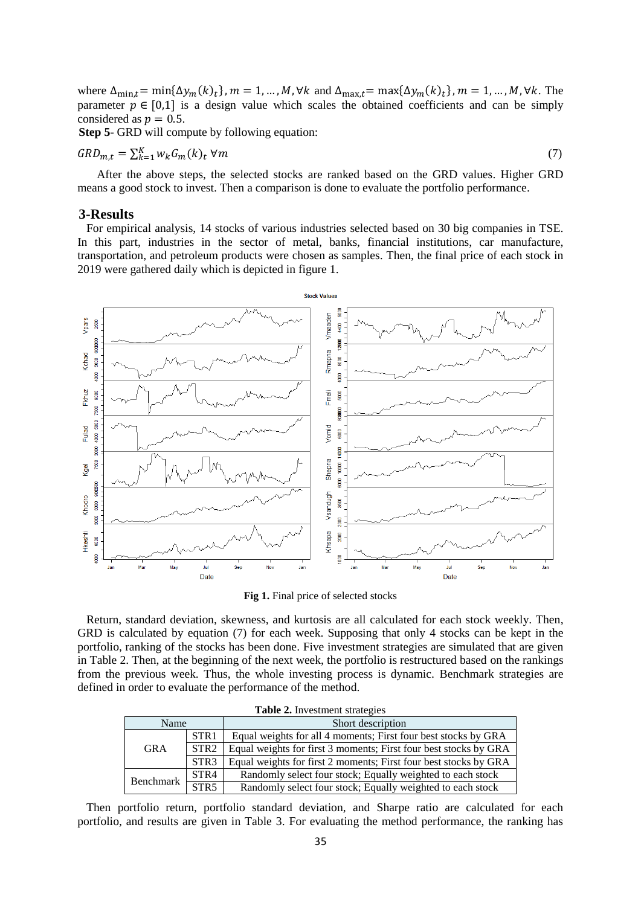where $\Delta_{\min,t} = \min\{\Delta y_m(k)_t\}, m = 1, \dots, M, \forall k$ and $\Delta_{\max,t} = \max\{\Delta y_m(k)_t\}, m = 1, \dots, M, \forall k$. The parameter $p \in [0,1]$ is a design value which scales the obtained coefficients and can be simply considered as $p = 0.5$.

**Step 5**- GRD will compute by following equation:

$$GRD_{m,t} = \sum_{k=1}^{K} w_k G_m(k)_t \; \forall m \tag{7}$$

After the above steps, the selected stocks are ranked based on the GRD values. Higher GRD means a good stock to invest. Then a comparison is done to evaluate the portfolio performance.

## 3-Results

For empirical analysis, 14 stocks of various industries selected based on 30 big companies in TSE. In this part, industries in the sector of metal, banks, financial institutions, car manufacture, transportation, and petroleum products were chosen as samples. Then, the final price of each stock in 2019 were gathered daily which is depicted in figure 1.

**Fig 1.** Final price of selected stocks

Return, standard deviation, skewness, and kurtosis are all calculated for each stock weekly. Then, GRD is calculated by equation (7) for each week. Supposing that only 4 stocks can be kept in the portfolio, ranking of the stocks has been done. Five investment strategies are simulated that are given in Table 2. Then, at the beginning of the next week, the portfolio is restructured based on the rankings from the previous week. Thus, the whole investing process is dynamic. Benchmark strategies are defined in order to evaluate the performance of the method.

**Table 2.** Investment strategies

| Name | | Short description |
|---|---|---|
| GRA | STR1 | Equal weights for all 4 moments; First four best stocks by GRA |
| | STR2 | Equal weights for first 3 moments; First four best stocks by GRA |
| | STR3 | Equal weights for first 2 moments; First four best stocks by GRA |
| Benchmark | STR4 | Randomly select four stock; Equally weighted to each stock |
| | STR5 | Randomly select four stock; Equally weighted to each stock |

Then portfolio return, portfolio standard deviation, and Sharpe ratio are calculated for each portfolio, and results are given in Table 3. For evaluating the method performance, the ranking has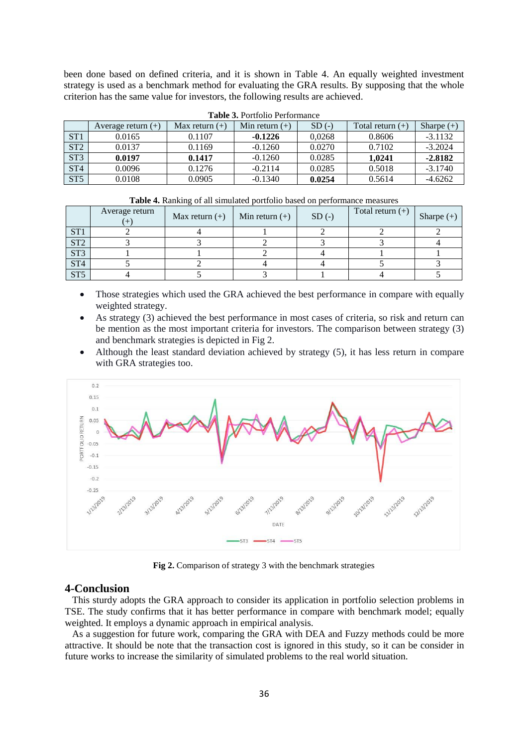been done based on defined criteria, and it is shown in Table 4. An equally weighted investment strategy is used as a benchmark method for evaluating the GRA results. By supposing that the whole criterion has the same value for investors, the following results are achieved.

**Table 3.** Portfolio Performance

| | Average return (+) | Max return (+) | Min return (+) | SD (-) | Total return (+) | Sharpe (+) |
|---|---|---|---|---|---|---|
| ST1 | 0.0165 | 0.1107 | **-0.1226** | 0,0268 | 0.8606 | -3.1132 |
| ST2 | 0.0137 | 0.1169 | -0.1260 | 0.0270 | 0.7102 | -3.2024 |
| ST3 | **0.0197** | **0.1417** | -0.1260 | 0.0285 | **1,0241** | **-2.8182** |
| ST4 | 0.0096 | 0.1276 | -0.2114 | 0.0285 | 0.5018 | -3.1740 |
| ST5 | 0.0108 | 0.0905 | -0.1340 | **0.0254** | 0.5614 | -4.6262 |

**Table 4.** Ranking of all simulated portfolio based on performance measures

| | Average return (+) | Max return (+) | Min return (+) | SD (-) | Total return (+) | Sharpe (+) |
|---|---|---|---|---|---|---|
| ST1 | 2 | 4 | 1 | 2 | 2 | 2 |
| ST2 | 3 | 3 | 2 | 3 | 3 | 4 |
| ST3 | 1 | 1 | 2 | 4 | 1 | 1 |
| ST4 | 5 | 2 | 4 | 4 | 5 | 3 |
| ST5 | 4 | 5 | 3 | 1 | 4 | 5 |

- Those strategies which used the GRA achieved the best performance in compare with equally weighted strategy.
- As strategy (3) achieved the best performance in most cases of criteria, so risk and return can be mention as the most important criteria for investors. The comparison between strategy (3) and benchmark strategies is depicted in Fig 2.
- Although the least standard deviation achieved by strategy (5), it has less return in compare with GRA strategies too.

**Fig 2.** Comparison of strategy 3 with the benchmark strategies

## 4-Conclusion

This sturdy adopts the GRA approach to consider its application in portfolio selection problems in TSE. The study confirms that it has better performance in compare with benchmark model; equally weighted. It employs a dynamic approach in empirical analysis.

As a suggestion for future work, comparing the GRA with DEA and Fuzzy methods could be more attractive. It should be note that the transaction cost is ignored in this study, so it can be consider in future works to increase the similarity of simulated problems to the real world situation.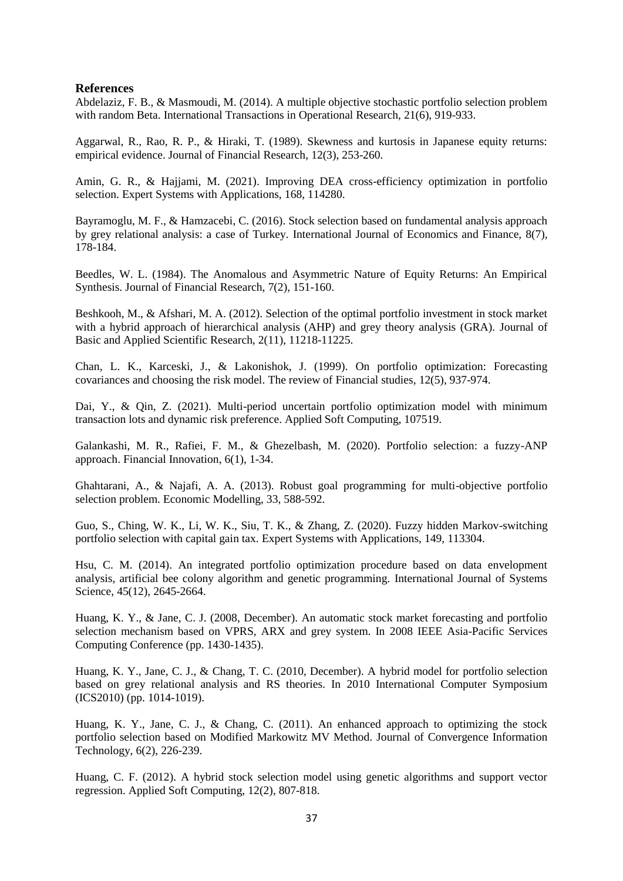## References

Abdelaziz, F. B., & Masmoudi, M. (2014). A multiple objective stochastic portfolio selection problem with random Beta. International Transactions in Operational Research, 21(6), 919-933.

Aggarwal, R., Rao, R. P., & Hiraki, T. (1989). Skewness and kurtosis in Japanese equity returns: empirical evidence. Journal of Financial Research, 12(3), 253-260.

Amin, G. R., & Hajjami, M. (2021). Improving DEA cross-efficiency optimization in portfolio selection. Expert Systems with Applications, 168, 114280.

Bayramoglu, M. F., & Hamzacebi, C. (2016). Stock selection based on fundamental analysis approach by grey relational analysis: a case of Turkey. International Journal of Economics and Finance, 8(7), 178-184.

Beedles, W. L. (1984). The Anomalous and Asymmetric Nature of Equity Returns: An Empirical Synthesis. Journal of Financial Research, 7(2), 151-160.

Beshkooh, M., & Afshari, M. A. (2012). Selection of the optimal portfolio investment in stock market with a hybrid approach of hierarchical analysis (AHP) and grey theory analysis (GRA). Journal of Basic and Applied Scientific Research, 2(11), 11218-11225.

Chan, L. K., Karceski, J., & Lakonishok, J. (1999). On portfolio optimization: Forecasting covariances and choosing the risk model. The review of Financial studies, 12(5), 937-974.

Dai, Y., & Qin, Z. (2021). Multi-period uncertain portfolio optimization model with minimum transaction lots and dynamic risk preference. Applied Soft Computing, 107519.

Galankashi, M. R., Rafiei, F. M., & Ghezelbash, M. (2020). Portfolio selection: a fuzzy-ANP approach. Financial Innovation, 6(1), 1-34.

Ghahtarani, A., & Najafi, A. A. (2013). Robust goal programming for multi-objective portfolio selection problem. Economic Modelling, 33, 588-592.

Guo, S., Ching, W. K., Li, W. K., Siu, T. K., & Zhang, Z. (2020). Fuzzy hidden Markov-switching portfolio selection with capital gain tax. Expert Systems with Applications, 149, 113304.

Hsu, C. M. (2014). An integrated portfolio optimization procedure based on data envelopment analysis, artificial bee colony algorithm and genetic programming. International Journal of Systems Science, 45(12), 2645-2664.

Huang, K. Y., & Jane, C. J. (2008, December). An automatic stock market forecasting and portfolio selection mechanism based on VPRS, ARX and grey system. In 2008 IEEE Asia-Pacific Services Computing Conference (pp. 1430-1435).

Huang, K. Y., Jane, C. J., & Chang, T. C. (2010, December). A hybrid model for portfolio selection based on grey relational analysis and RS theories. In 2010 International Computer Symposium (ICS2010) (pp. 1014-1019).

Huang, K. Y., Jane, C. J., & Chang, C. (2011). An enhanced approach to optimizing the stock portfolio selection based on Modified Markowitz MV Method. Journal of Convergence Information Technology, 6(2), 226-239.

Huang, C. F. (2012). A hybrid stock selection model using genetic algorithms and support vector regression. Applied Soft Computing, 12(2), 807-818.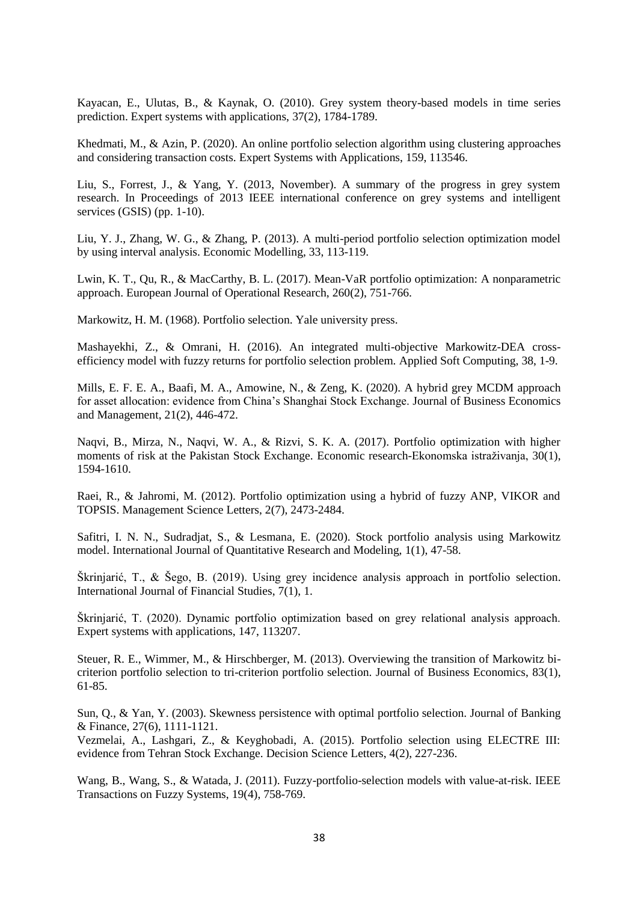Kayacan, E., Ulutas, B., & Kaynak, O. (2010). Grey system theory-based models in time series prediction. Expert systems with applications, 37(2), 1784-1789.

Khedmati, M., & Azin, P. (2020). An online portfolio selection algorithm using clustering approaches and considering transaction costs. Expert Systems with Applications, 159, 113546.

Liu, S., Forrest, J., & Yang, Y. (2013, November). A summary of the progress in grey system research. In Proceedings of 2013 IEEE international conference on grey systems and intelligent services (GSIS) (pp. 1-10).

Liu, Y. J., Zhang, W. G., & Zhang, P. (2013). A multi-period portfolio selection optimization model by using interval analysis. Economic Modelling, 33, 113-119.

Lwin, K. T., Qu, R., & MacCarthy, B. L. (2017). Mean-VaR portfolio optimization: A nonparametric approach. European Journal of Operational Research, 260(2), 751-766.

Markowitz, H. M. (1968). Portfolio selection. Yale university press.

Mashayekhi, Z., & Omrani, H. (2016). An integrated multi-objective Markowitz-DEA cross-efficiency model with fuzzy returns for portfolio selection problem. Applied Soft Computing, 38, 1-9.

Mills, E. F. E. A., Baafi, M. A., Amowine, N., & Zeng, K. (2020). A hybrid grey MCDM approach for asset allocation: evidence from China's Shanghai Stock Exchange. Journal of Business Economics and Management, 21(2), 446-472.

Naqvi, B., Mirza, N., Naqvi, W. A., & Rizvi, S. K. A. (2017). Portfolio optimization with higher moments of risk at the Pakistan Stock Exchange. Economic research-Ekonomska istraživanja, 30(1), 1594-1610.

Raei, R., & Jahromi, M. (2012). Portfolio optimization using a hybrid of fuzzy ANP, VIKOR and TOPSIS. Management Science Letters, 2(7), 2473-2484.

Safitri, I. N. N., Sudradjat, S., & Lesmana, E. (2020). Stock portfolio analysis using Markowitz model. International Journal of Quantitative Research and Modeling, 1(1), 47-58.

Škrinjarić, T., & Šego, B. (2019). Using grey incidence analysis approach in portfolio selection. International Journal of Financial Studies, 7(1), 1.

Škrinjarić, T. (2020). Dynamic portfolio optimization based on grey relational analysis approach. Expert systems with applications, 147, 113207.

Steuer, R. E., Wimmer, M., & Hirschberger, M. (2013). Overviewing the transition of Markowitz bi-criterion portfolio selection to tri-criterion portfolio selection. Journal of Business Economics, 83(1), 61-85.

Sun, Q., & Yan, Y. (2003). Skewness persistence with optimal portfolio selection. Journal of Banking & Finance, 27(6), 1111-1121.

Vezmelai, A., Lashgari, Z., & Keyghobadi, A. (2015). Portfolio selection using ELECTRE III: evidence from Tehran Stock Exchange. Decision Science Letters, 4(2), 227-236.

Wang, B., Wang, S., & Watada, J. (2011). Fuzzy-portfolio-selection models with value-at-risk. IEEE Transactions on Fuzzy Systems, 19(4), 758-769.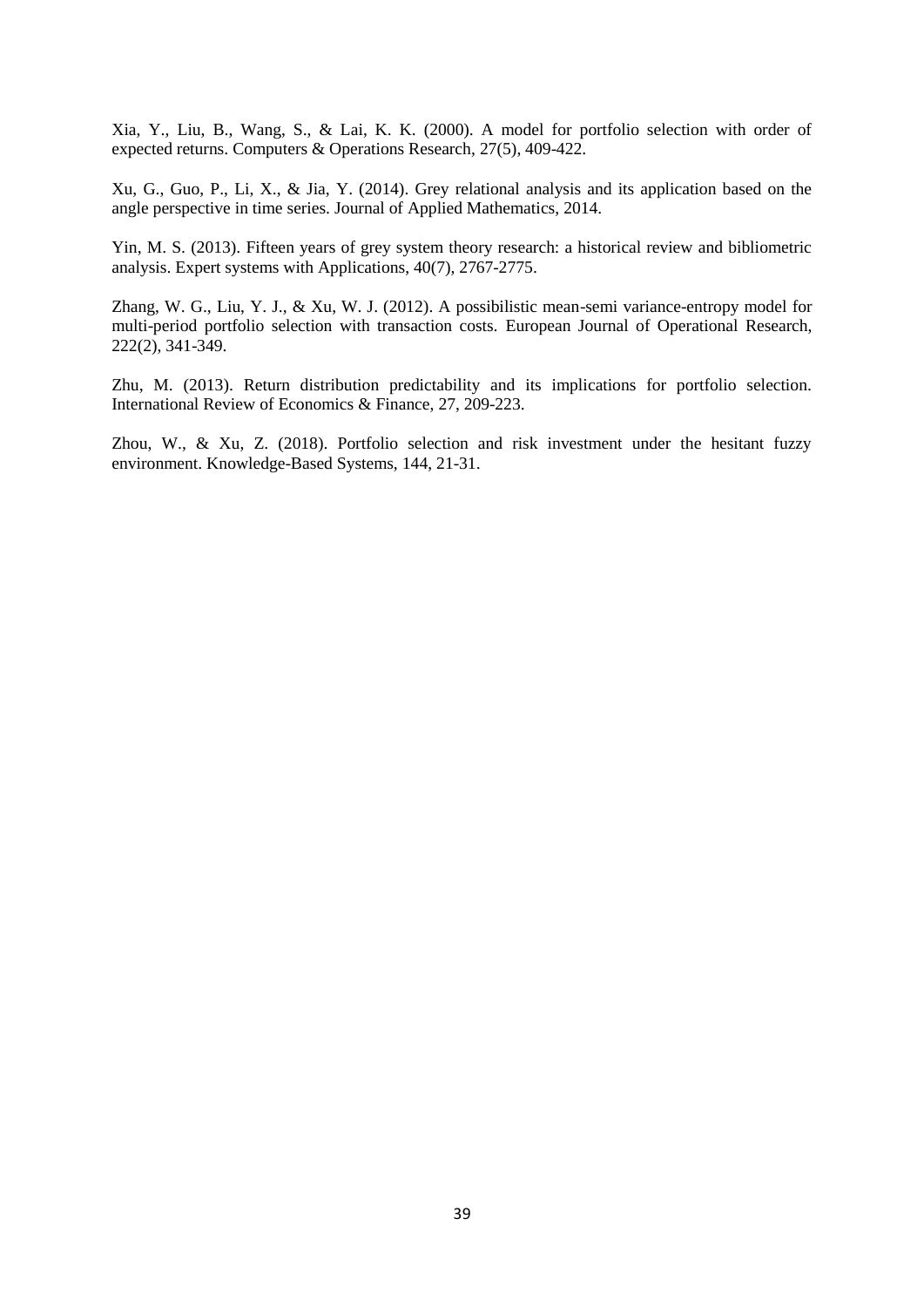Xia, Y., Liu, B., Wang, S., & Lai, K. K. (2000). A model for portfolio selection with order of expected returns. Computers & Operations Research, 27(5), 409-422.

Xu, G., Guo, P., Li, X., & Jia, Y. (2014). Grey relational analysis and its application based on the angle perspective in time series. Journal of Applied Mathematics, 2014.

Yin, M. S. (2013). Fifteen years of grey system theory research: a historical review and bibliometric analysis. Expert systems with Applications, 40(7), 2767-2775.

Zhang, W. G., Liu, Y. J., & Xu, W. J. (2012). A possibilistic mean-semi variance-entropy model for multi-period portfolio selection with transaction costs. European Journal of Operational Research, 222(2), 341-349.

Zhu, M. (2013). Return distribution predictability and its implications for portfolio selection. International Review of Economics & Finance, 27, 209-223.

Zhou, W., & Xu, Z. (2018). Portfolio selection and risk investment under the hesitant fuzzy environment. Knowledge-Based Systems, 144, 21-31.